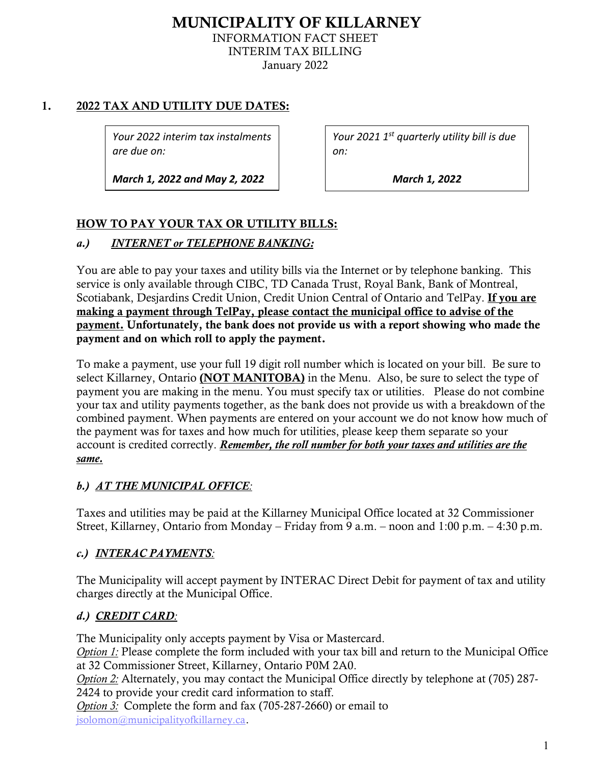# MUNICIPALITY OF KILLARNEY

INFORMATION FACT SHEET
INTERIM TAX BILLING
January 2022

## 1. 2022 TAX AND UTILITY DUE DATES:

*Your 2022 interim tax instalments are due on:*

***March 1, 2022 and May 2, 2022***

*Your 2021 1st quarterly utility bill is due on:*

***March 1, 2022***

## HOW TO PAY YOUR TAX OR UTILITY BILLS:

### a.) *INTERNET or TELEPHONE BANKING:*

You are able to pay your taxes and utility bills via the Internet or by telephone banking. This service is only available through CIBC, TD Canada Trust, Royal Bank, Bank of Montreal, Scotiabank, Desjardins Credit Union, Credit Union Central of Ontario and TelPay. **If you are making a payment through TelPay, please contact the municipal office to advise of the payment. Unfortunately, the bank does not provide us with a report showing who made the payment and on which roll to apply the payment.**

To make a payment, use your full 19 digit roll number which is located on your bill. Be sure to select Killarney, Ontario **(NOT MANITOBA)** in the Menu. Also, be sure to select the type of payment you are making in the menu. You must specify tax or utilities. Please do not combine your tax and utility payments together, as the bank does not provide us with a breakdown of the combined payment. When payments are entered on your account we do not know how much of the payment was for taxes and how much for utilities, please keep them separate so your account is credited correctly. ***Remember, the roll number for both your taxes and utilities are the same.***

### b.) *AT THE MUNICIPAL OFFICE:*

Taxes and utilities may be paid at the Killarney Municipal Office located at 32 Commissioner Street, Killarney, Ontario from Monday – Friday from 9 a.m. – noon and 1:00 p.m. – 4:30 p.m.

### c.) *INTERAC PAYMENTS:*

The Municipality will accept payment by INTERAC Direct Debit for payment of tax and utility charges directly at the Municipal Office.

### d.) *CREDIT CARD:*

The Municipality only accepts payment by Visa or Mastercard.
*Option 1:* Please complete the form included with your tax bill and return to the Municipal Office at 32 Commissioner Street, Killarney, Ontario P0M 2A0.
*Option 2:* Alternately, you may contact the Municipal Office directly by telephone at (705) 287-2424 to provide your credit card information to staff.
*Option 3:* Complete the form and fax (705-287-2660) or email to jsolomon@municipalityofkillarney.ca.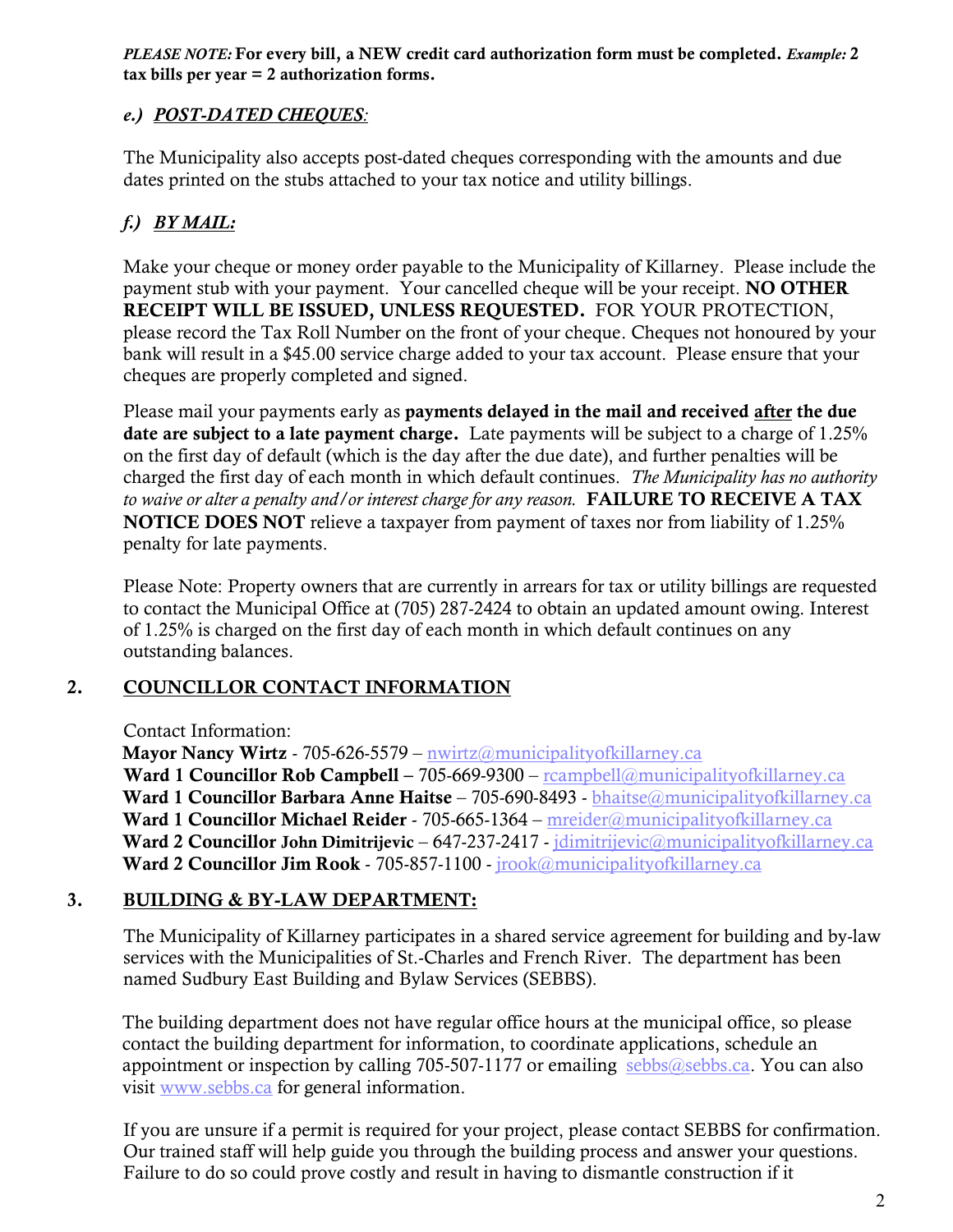*PLEASE NOTE:* **For every bill, a NEW credit card authorization form must be completed.** ***Example:*** **2 tax bills per year = 2 authorization forms.**

### *e.) <u>POST-DATED CHEQUES</u>:*

The Municipality also accepts post-dated cheques corresponding with the amounts and due dates printed on the stubs attached to your tax notice and utility billings.

### *f.) <u>BY MAIL:</u>*

Make your cheque or money order payable to the Municipality of Killarney. Please include the payment stub with your payment. Your cancelled cheque will be your receipt. **NO OTHER RECEIPT WILL BE ISSUED, UNLESS REQUESTED.** FOR YOUR PROTECTION, please record the Tax Roll Number on the front of your cheque. Cheques not honoured by your bank will result in a $45.00 service charge added to your tax account. Please ensure that your cheques are properly completed and signed.

Please mail your payments early as **payments delayed in the mail and received <u>after</u> the due date are subject to a late payment charge.** Late payments will be subject to a charge of 1.25% on the first day of default (which is the day after the due date), and further penalties will be charged the first day of each month in which default continues. *The Municipality has no authority to waive or alter a penalty and/or interest charge for any reason.* **FAILURE TO RECEIVE A TAX NOTICE DOES NOT** relieve a taxpayer from payment of taxes nor from liability of 1.25% penalty for late payments.

Please Note: Property owners that are currently in arrears for tax or utility billings are requested to contact the Municipal Office at (705) 287-2424 to obtain an updated amount owing. Interest of 1.25% is charged on the first day of each month in which default continues on any outstanding balances.

## 2. <u>COUNCILLOR CONTACT INFORMATION</u>

Contact Information:
**Mayor Nancy Wirtz** - 705-626-5579 – nwirtz@municipalityofkillarney.ca
**Ward 1 Councillor Rob Campbell** – 705-669-9300 – rcampbell@municipalityofkillarney.ca
**Ward 1 Councillor Barbara Anne Haitse** – 705-690-8493 - bhaitse@municipalityofkillarney.ca
**Ward 1 Councillor Michael Reider** - 705-665-1364 – mreider@municipalityofkillarney.ca
**Ward 2 Councillor John Dimitrijevic** – 647-237-2417 - jdimitrijevic@municipalityofkillarney.ca
**Ward 2 Councillor Jim Rook** - 705-857-1100 - jrook@municipalityofkillarney.ca

## 3. <u>BUILDING & BY-LAW DEPARTMENT:</u>

The Municipality of Killarney participates in a shared service agreement for building and by-law services with the Municipalities of St.-Charles and French River. The department has been named Sudbury East Building and Bylaw Services (SEBBS).

The building department does not have regular office hours at the municipal office, so please contact the building department for information, to coordinate applications, schedule an appointment or inspection by calling 705-507-1177 or emailing sebbs@sebbs.ca. You can also visit www.sebbs.ca for general information.

If you are unsure if a permit is required for your project, please contact SEBBS for confirmation. Our trained staff will help guide you through the building process and answer your questions. Failure to do so could prove costly and result in having to dismantle construction if it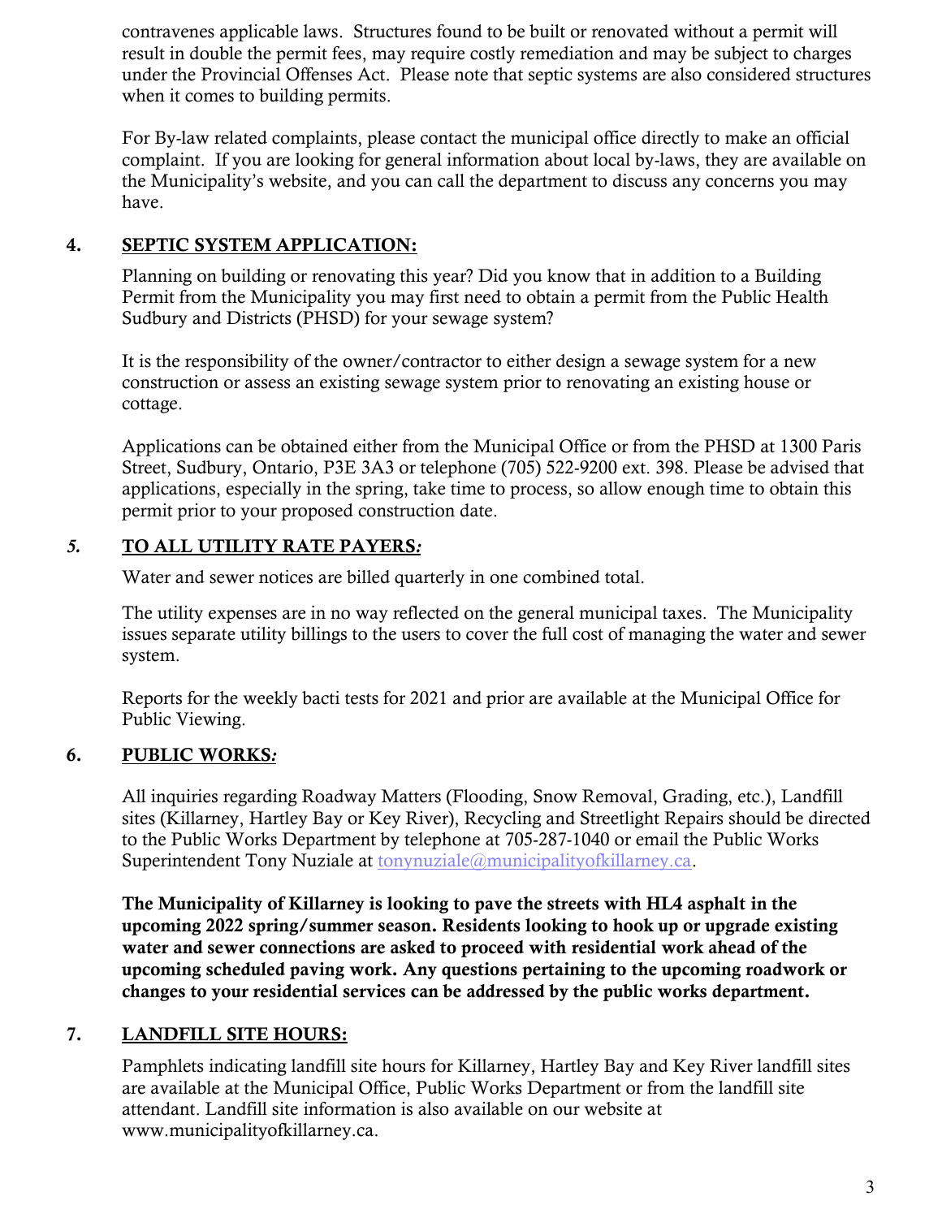contravenes applicable laws. Structures found to be built or renovated without a permit will result in double the permit fees, may require costly remediation and may be subject to charges under the Provincial Offenses Act. Please note that septic systems are also considered structures when it comes to building permits.

For By-law related complaints, please contact the municipal office directly to make an official complaint. If you are looking for general information about local by-laws, they are available on the Municipality's website, and you can call the department to discuss any concerns you may have.

## 4. <u>SEPTIC SYSTEM APPLICATION:</u>

Planning on building or renovating this year? Did you know that in addition to a Building Permit from the Municipality you may first need to obtain a permit from the Public Health Sudbury and Districts (PHSD) for your sewage system?

It is the responsibility of the owner/contractor to either design a sewage system for a new construction or assess an existing sewage system prior to renovating an existing house or cottage.

Applications can be obtained either from the Municipal Office or from the PHSD at 1300 Paris Street, Sudbury, Ontario, P3E 3A3 or telephone (705) 522-9200 ext. 398. Please be advised that applications, especially in the spring, take time to process, so allow enough time to obtain this permit prior to your proposed construction date.

## *5.* <u>TO ALL UTILITY RATE PAYERS*:*</u>

Water and sewer notices are billed quarterly in one combined total.

The utility expenses are in no way reflected on the general municipal taxes. The Municipality issues separate utility billings to the users to cover the full cost of managing the water and sewer system.

Reports for the weekly bacti tests for 2021 and prior are available at the Municipal Office for Public Viewing.

## 6. <u>PUBLIC WORKS*:*</u>

All inquiries regarding Roadway Matters (Flooding, Snow Removal, Grading, etc.), Landfill sites (Killarney, Hartley Bay or Key River), Recycling and Streetlight Repairs should be directed to the Public Works Department by telephone at 705-287-1040 or email the Public Works Superintendent Tony Nuziale at tonynuziale@municipalityofkillarney.ca.

**The Municipality of Killarney is looking to pave the streets with HL4 asphalt in the upcoming 2022 spring/summer season. Residents looking to hook up or upgrade existing water and sewer connections are asked to proceed with residential work ahead of the upcoming scheduled paving work. Any questions pertaining to the upcoming roadwork or changes to your residential services can be addressed by the public works department.**

## 7. <u>LANDFILL SITE HOURS:</u>

Pamphlets indicating landfill site hours for Killarney, Hartley Bay and Key River landfill sites are available at the Municipal Office, Public Works Department or from the landfill site attendant. Landfill site information is also available on our website at www.municipalityofkillarney.ca.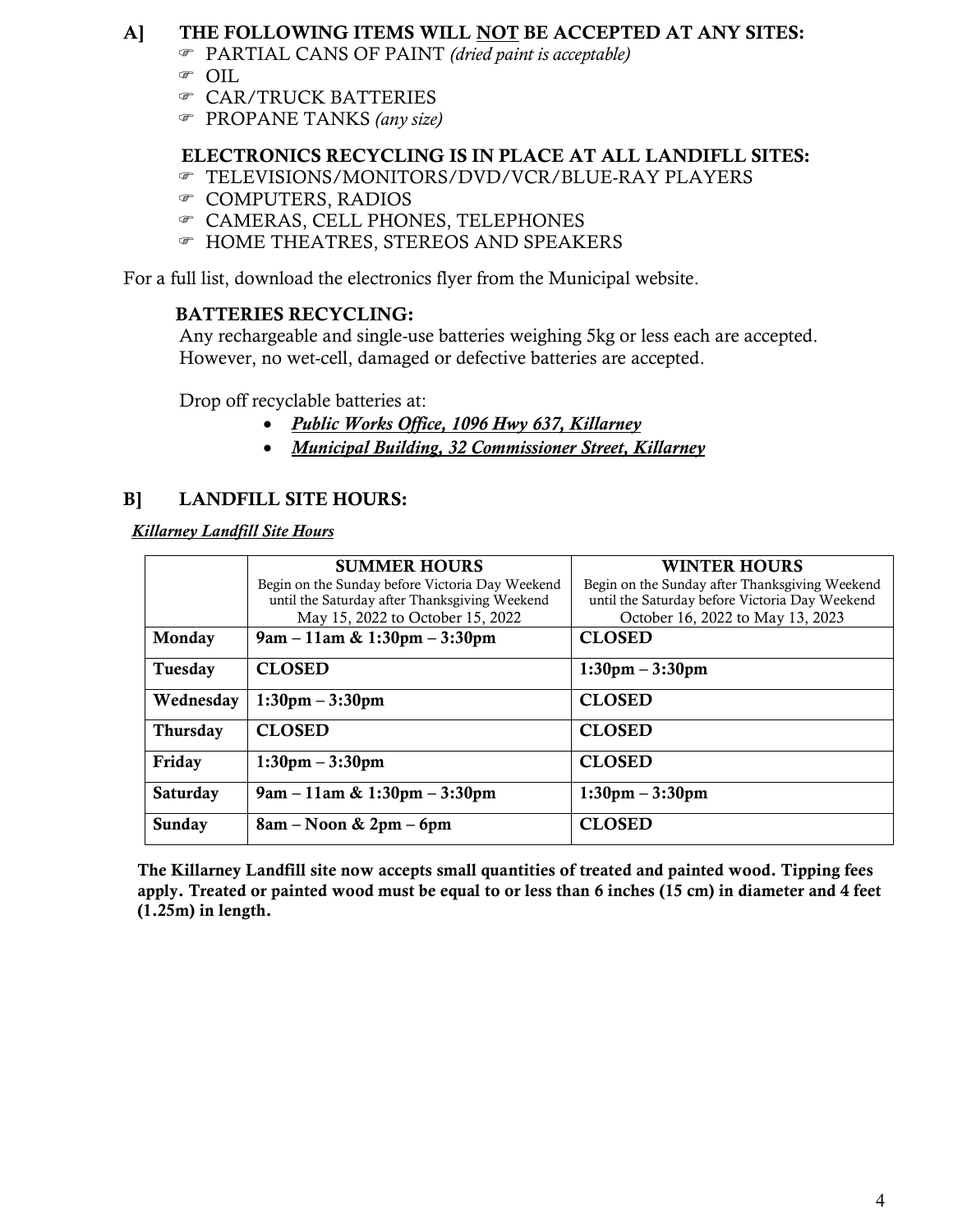## A] THE FOLLOWING ITEMS WILL NOT BE ACCEPTED AT ANY SITES:

- PARTIAL CANS OF PAINT *(dried paint is acceptable)*
- OIL
- CAR/TRUCK BATTERIES
- PROPANE TANKS *(any size)*

### ELECTRONICS RECYCLING IS IN PLACE AT ALL LANDIFLL SITES:

- TELEVISIONS/MONITORS/DVD/VCR/BLUE-RAY PLAYERS
- COMPUTERS, RADIOS
- CAMERAS, CELL PHONES, TELEPHONES
- HOME THEATRES, STEREOS AND SPEAKERS

For a full list, download the electronics flyer from the Municipal website.

### BATTERIES RECYCLING:

Any rechargeable and single-use batteries weighing 5kg or less each are accepted. However, no wet-cell, damaged or defective batteries are accepted.

Drop off recyclable batteries at:

- ***Public Works Office, 1096 Hwy 637, Killarney***
- ***Municipal Building, 32 Commissioner Street, Killarney***

## B] LANDFILL SITE HOURS:

*Killarney Landfill Site Hours*

| | **SUMMER HOURS**<br>Begin on the Sunday before Victoria Day Weekend until the Saturday after Thanksgiving Weekend<br>May 15, 2022 to October 15, 2022 | **WINTER HOURS**<br>Begin on the Sunday after Thanksgiving Weekend until the Saturday before Victoria Day Weekend<br>October 16, 2022 to May 13, 2023 |
|---|---|---|
| **Monday** | **9am – 11am & 1:30pm – 3:30pm** | **CLOSED** |
| **Tuesday** | **CLOSED** | **1:30pm – 3:30pm** |
| **Wednesday** | **1:30pm – 3:30pm** | **CLOSED** |
| **Thursday** | **CLOSED** | **CLOSED** |
| **Friday** | **1:30pm – 3:30pm** | **CLOSED** |
| **Saturday** | **9am – 11am & 1:30pm – 3:30pm** | **1:30pm – 3:30pm** |
| **Sunday** | **8am – Noon & 2pm – 6pm** | **CLOSED** |

**The Killarney Landfill site now accepts small quantities of treated and painted wood. Tipping fees apply. Treated or painted wood must be equal to or less than 6 inches (15 cm) in diameter and 4 feet (1.25m) in length.**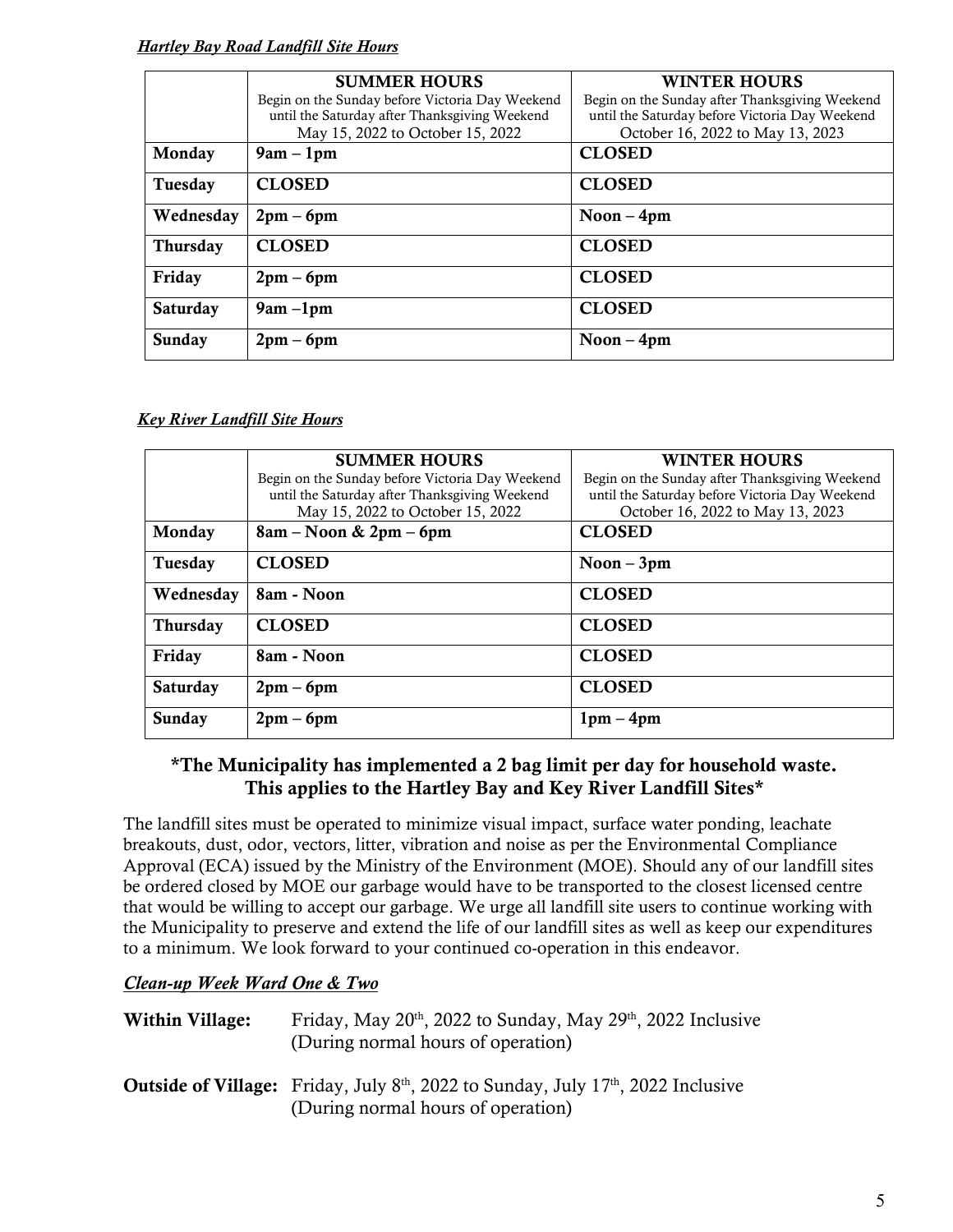*Hartley Bay Road Landfill Site Hours*

| | **SUMMER HOURS** Begin on the Sunday before Victoria Day Weekend until the Saturday after Thanksgiving Weekend May 15, 2022 to October 15, 2022 | **WINTER HOURS** Begin on the Sunday after Thanksgiving Weekend until the Saturday before Victoria Day Weekend October 16, 2022 to May 13, 2023 |
|---|---|---|
| **Monday** | **9am – 1pm** | **CLOSED** |
| **Tuesday** | **CLOSED** | **CLOSED** |
| **Wednesday** | **2pm – 6pm** | **Noon – 4pm** |
| **Thursday** | **CLOSED** | **CLOSED** |
| **Friday** | **2pm – 6pm** | **CLOSED** |
| **Saturday** | **9am –1pm** | **CLOSED** |
| **Sunday** | **2pm – 6pm** | **Noon – 4pm** |

*Key River Landfill Site Hours*

| | **SUMMER HOURS** Begin on the Sunday before Victoria Day Weekend until the Saturday after Thanksgiving Weekend May 15, 2022 to October 15, 2022 | **WINTER HOURS** Begin on the Sunday after Thanksgiving Weekend until the Saturday before Victoria Day Weekend October 16, 2022 to May 13, 2023 |
|---|---|---|
| **Monday** | **8am – Noon & 2pm – 6pm** | **CLOSED** |
| **Tuesday** | **CLOSED** | **Noon – 3pm** |
| **Wednesday** | **8am - Noon** | **CLOSED** |
| **Thursday** | **CLOSED** | **CLOSED** |
| **Friday** | **8am - Noon** | **CLOSED** |
| **Saturday** | **2pm – 6pm** | **CLOSED** |
| **Sunday** | **2pm – 6pm** | **1pm – 4pm** |

**\*The Municipality has implemented a 2 bag limit per day for household waste. This applies to the Hartley Bay and Key River Landfill Sites\***

The landfill sites must be operated to minimize visual impact, surface water ponding, leachate breakouts, dust, odor, vectors, litter, vibration and noise as per the Environmental Compliance Approval (ECA) issued by the Ministry of the Environment (MOE). Should any of our landfill sites be ordered closed by MOE our garbage would have to be transported to the closest licensed centre that would be willing to accept our garbage. We urge all landfill site users to continue working with the Municipality to preserve and extend the life of our landfill sites as well as keep our expenditures to a minimum. We look forward to your continued co-operation in this endeavor.

***Clean-up Week Ward One & Two***

**Within Village:** Friday, May 20th, 2022 to Sunday, May 29th, 2022 Inclusive (During normal hours of operation)

**Outside of Village:** Friday, July 8th, 2022 to Sunday, July 17th, 2022 Inclusive (During normal hours of operation)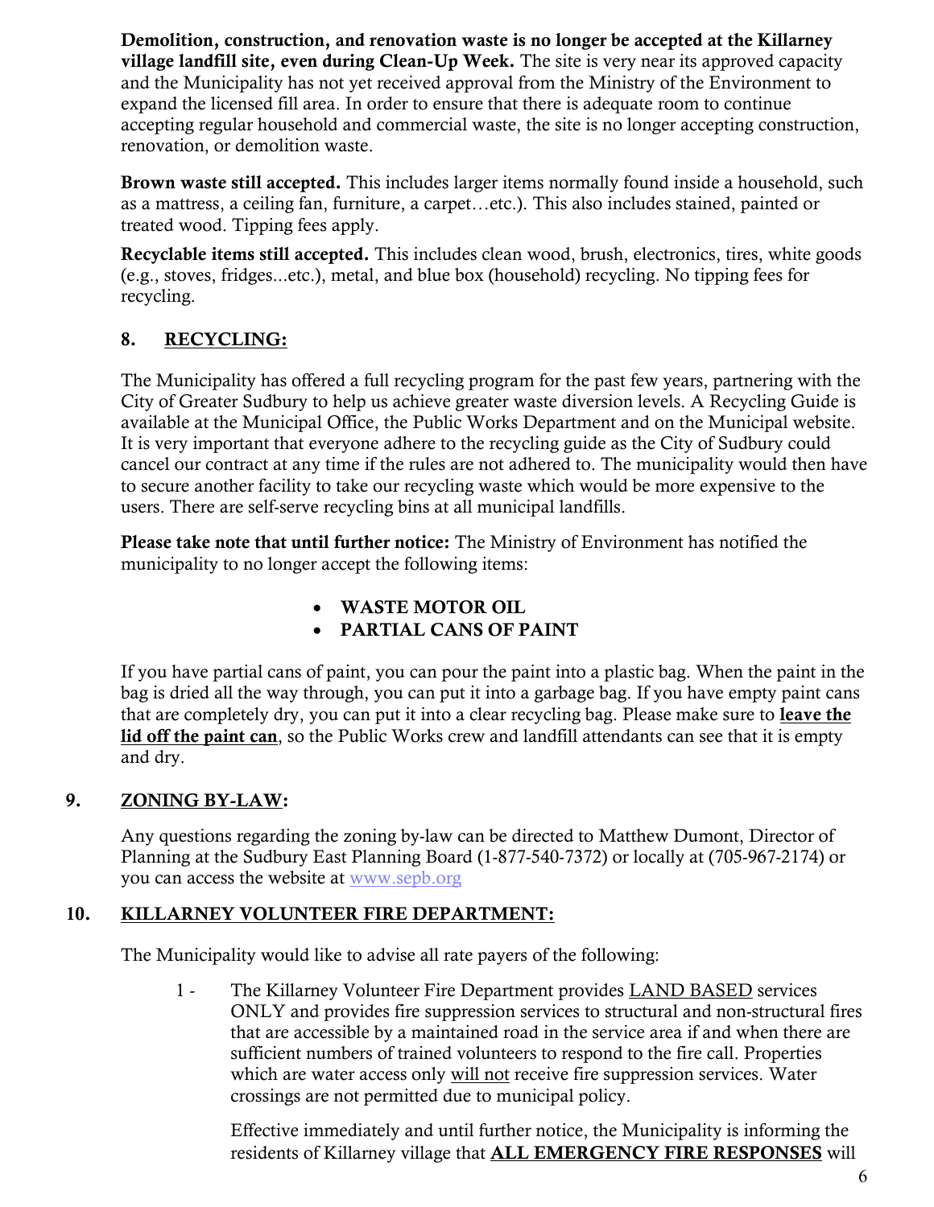**Demolition, construction, and renovation waste is no longer be accepted at the Killarney village landfill site, even during Clean-Up Week.** The site is very near its approved capacity and the Municipality has not yet received approval from the Ministry of the Environment to expand the licensed fill area. In order to ensure that there is adequate room to continue accepting regular household and commercial waste, the site is no longer accepting construction, renovation, or demolition waste.

**Brown waste still accepted.** This includes larger items normally found inside a household, such as a mattress, a ceiling fan, furniture, a carpet…etc.). This also includes stained, painted or treated wood. Tipping fees apply.

**Recyclable items still accepted.** This includes clean wood, brush, electronics, tires, white goods (e.g., stoves, fridges...etc.), metal, and blue box (household) recycling. No tipping fees for recycling.

## 8. RECYCLING:

The Municipality has offered a full recycling program for the past few years, partnering with the City of Greater Sudbury to help us achieve greater waste diversion levels. A Recycling Guide is available at the Municipal Office, the Public Works Department and on the Municipal website. It is very important that everyone adhere to the recycling guide as the City of Sudbury could cancel our contract at any time if the rules are not adhered to. The municipality would then have to secure another facility to take our recycling waste which would be more expensive to the users. There are self-serve recycling bins at all municipal landfills.

**Please take note that until further notice:** The Ministry of Environment has notified the municipality to no longer accept the following items:

- **WASTE MOTOR OIL**
- **PARTIAL CANS OF PAINT**

If you have partial cans of paint, you can pour the paint into a plastic bag. When the paint in the bag is dried all the way through, you can put it into a garbage bag. If you have empty paint cans that are completely dry, you can put it into a clear recycling bag. Please make sure to **leave the lid off the paint can**, so the Public Works crew and landfill attendants can see that it is empty and dry.

## 9. ZONING BY-LAW:

Any questions regarding the zoning by-law can be directed to Matthew Dumont, Director of Planning at the Sudbury East Planning Board (1-877-540-7372) or locally at (705-967-2174) or you can access the website at www.sepb.org

## 10. KILLARNEY VOLUNTEER FIRE DEPARTMENT:

The Municipality would like to advise all rate payers of the following:

1 - The Killarney Volunteer Fire Department provides LAND BASED services ONLY and provides fire suppression services to structural and non-structural fires that are accessible by a maintained road in the service area if and when there are sufficient numbers of trained volunteers to respond to the fire call. Properties which are water access only will not receive fire suppression services. Water crossings are not permitted due to municipal policy.

Effective immediately and until further notice, the Municipality is informing the residents of Killarney village that **ALL EMERGENCY FIRE RESPONSES** will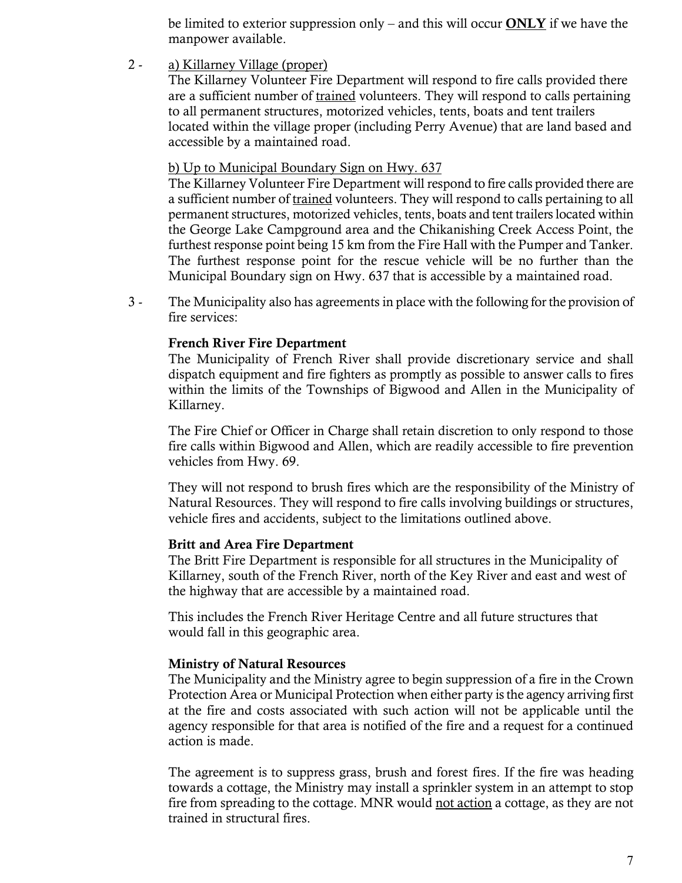be limited to exterior suppression only – and this will occur **<u>ONLY</u>** if we have the manpower available.

2 - <u>a) Killarney Village (proper)</u>

The Killarney Volunteer Fire Department will respond to fire calls provided there are a sufficient number of <u>trained</u> volunteers. They will respond to calls pertaining to all permanent structures, motorized vehicles, tents, boats and tent trailers located within the village proper (including Perry Avenue) that are land based and accessible by a maintained road.

<u>b) Up to Municipal Boundary Sign on Hwy. 637</u>

The Killarney Volunteer Fire Department will respond to fire calls provided there are a sufficient number of <u>trained</u> volunteers. They will respond to calls pertaining to all permanent structures, motorized vehicles, tents, boats and tent trailers located within the George Lake Campground area and the Chikanishing Creek Access Point, the furthest response point being 15 km from the Fire Hall with the Pumper and Tanker. The furthest response point for the rescue vehicle will be no further than the Municipal Boundary sign on Hwy. 637 that is accessible by a maintained road.

3 - The Municipality also has agreements in place with the following for the provision of fire services:

**French River Fire Department**

The Municipality of French River shall provide discretionary service and shall dispatch equipment and fire fighters as promptly as possible to answer calls to fires within the limits of the Townships of Bigwood and Allen in the Municipality of Killarney.

The Fire Chief or Officer in Charge shall retain discretion to only respond to those fire calls within Bigwood and Allen, which are readily accessible to fire prevention vehicles from Hwy. 69.

They will not respond to brush fires which are the responsibility of the Ministry of Natural Resources. They will respond to fire calls involving buildings or structures, vehicle fires and accidents, subject to the limitations outlined above.

**Britt and Area Fire Department**

The Britt Fire Department is responsible for all structures in the Municipality of Killarney, south of the French River, north of the Key River and east and west of the highway that are accessible by a maintained road.

This includes the French River Heritage Centre and all future structures that would fall in this geographic area.

**Ministry of Natural Resources**

The Municipality and the Ministry agree to begin suppression of a fire in the Crown Protection Area or Municipal Protection when either party is the agency arriving first at the fire and costs associated with such action will not be applicable until the agency responsible for that area is notified of the fire and a request for a continued action is made.

The agreement is to suppress grass, brush and forest fires. If the fire was heading towards a cottage, the Ministry may install a sprinkler system in an attempt to stop fire from spreading to the cottage. MNR would <u>not action</u> a cottage, as they are not trained in structural fires.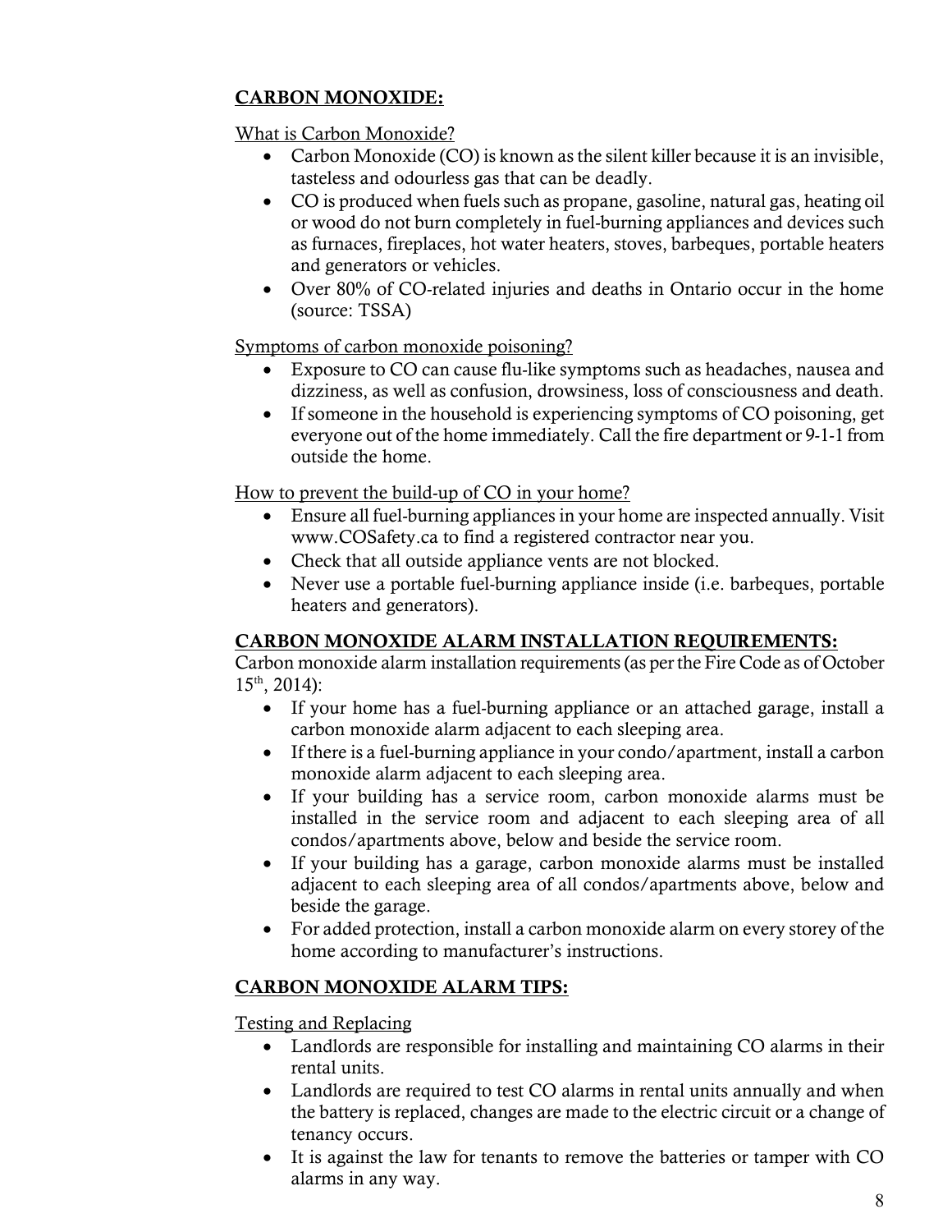## CARBON MONOXIDE:

What is Carbon Monoxide?

- Carbon Monoxide (CO) is known as the silent killer because it is an invisible, tasteless and odourless gas that can be deadly.
- CO is produced when fuels such as propane, gasoline, natural gas, heating oil or wood do not burn completely in fuel-burning appliances and devices such as furnaces, fireplaces, hot water heaters, stoves, barbeques, portable heaters and generators or vehicles.
- Over 80% of CO-related injuries and deaths in Ontario occur in the home (source: TSSA)

Symptoms of carbon monoxide poisoning?

- Exposure to CO can cause flu-like symptoms such as headaches, nausea and dizziness, as well as confusion, drowsiness, loss of consciousness and death.
- If someone in the household is experiencing symptoms of CO poisoning, get everyone out of the home immediately. Call the fire department or 9-1-1 from outside the home.

How to prevent the build-up of CO in your home?

- Ensure all fuel-burning appliances in your home are inspected annually. Visit www.COSafety.ca to find a registered contractor near you.
- Check that all outside appliance vents are not blocked.
- Never use a portable fuel-burning appliance inside (i.e. barbeques, portable heaters and generators).

## CARBON MONOXIDE ALARM INSTALLATION REQUIREMENTS:

Carbon monoxide alarm installation requirements (as per the Fire Code as of October 15th, 2014):

- If your home has a fuel-burning appliance or an attached garage, install a carbon monoxide alarm adjacent to each sleeping area.
- If there is a fuel-burning appliance in your condo/apartment, install a carbon monoxide alarm adjacent to each sleeping area.
- If your building has a service room, carbon monoxide alarms must be installed in the service room and adjacent to each sleeping area of all condos/apartments above, below and beside the service room.
- If your building has a garage, carbon monoxide alarms must be installed adjacent to each sleeping area of all condos/apartments above, below and beside the garage.
- For added protection, install a carbon monoxide alarm on every storey of the home according to manufacturer's instructions.

## CARBON MONOXIDE ALARM TIPS:

Testing and Replacing

- Landlords are responsible for installing and maintaining CO alarms in their rental units.
- Landlords are required to test CO alarms in rental units annually and when the battery is replaced, changes are made to the electric circuit or a change of tenancy occurs.
- It is against the law for tenants to remove the batteries or tamper with CO alarms in any way.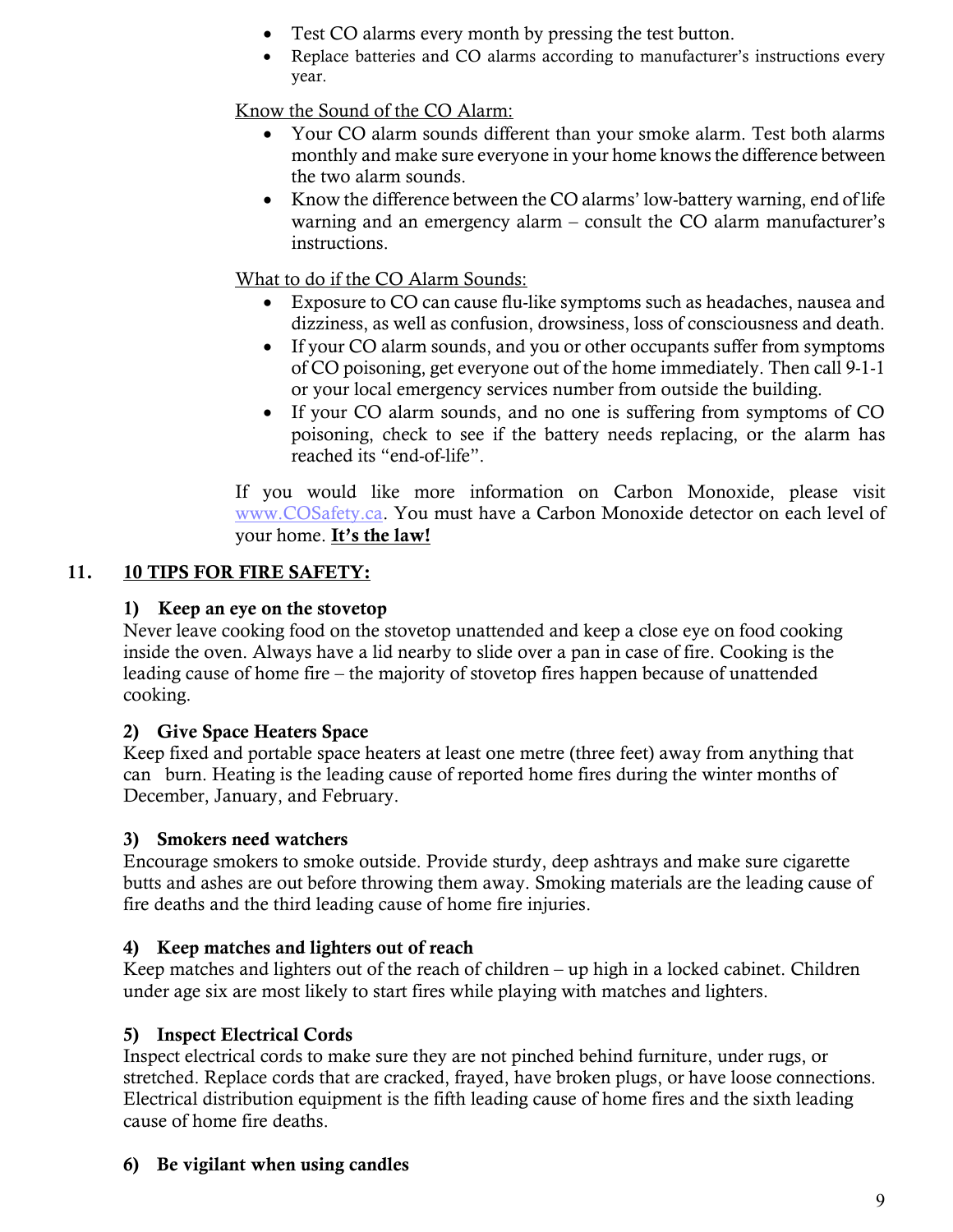- Test CO alarms every month by pressing the test button.
- Replace batteries and CO alarms according to manufacturer's instructions every year.

Know the Sound of the CO Alarm:

- Your CO alarm sounds different than your smoke alarm. Test both alarms monthly and make sure everyone in your home knows the difference between the two alarm sounds.
- Know the difference between the CO alarms' low-battery warning, end of life warning and an emergency alarm – consult the CO alarm manufacturer's instructions.

What to do if the CO Alarm Sounds:

- Exposure to CO can cause flu-like symptoms such as headaches, nausea and dizziness, as well as confusion, drowsiness, loss of consciousness and death.
- If your CO alarm sounds, and you or other occupants suffer from symptoms of CO poisoning, get everyone out of the home immediately. Then call 9-1-1 or your local emergency services number from outside the building.
- If your CO alarm sounds, and no one is suffering from symptoms of CO poisoning, check to see if the battery needs replacing, or the alarm has reached its "end-of-life".

If you would like more information on Carbon Monoxide, please visit www.COSafety.ca. You must have a Carbon Monoxide detector on each level of your home. **It's the law!**

## 11. 10 TIPS FOR FIRE SAFETY:

### 1) Keep an eye on the stovetop

Never leave cooking food on the stovetop unattended and keep a close eye on food cooking inside the oven. Always have a lid nearby to slide over a pan in case of fire. Cooking is the leading cause of home fire – the majority of stovetop fires happen because of unattended cooking.

### 2) Give Space Heaters Space

Keep fixed and portable space heaters at least one metre (three feet) away from anything that can burn. Heating is the leading cause of reported home fires during the winter months of December, January, and February.

### 3) Smokers need watchers

Encourage smokers to smoke outside. Provide sturdy, deep ashtrays and make sure cigarette butts and ashes are out before throwing them away. Smoking materials are the leading cause of fire deaths and the third leading cause of home fire injuries.

### 4) Keep matches and lighters out of reach

Keep matches and lighters out of the reach of children – up high in a locked cabinet. Children under age six are most likely to start fires while playing with matches and lighters.

### 5) Inspect Electrical Cords

Inspect electrical cords to make sure they are not pinched behind furniture, under rugs, or stretched. Replace cords that are cracked, frayed, have broken plugs, or have loose connections. Electrical distribution equipment is the fifth leading cause of home fires and the sixth leading cause of home fire deaths.

### 6) Be vigilant when using candles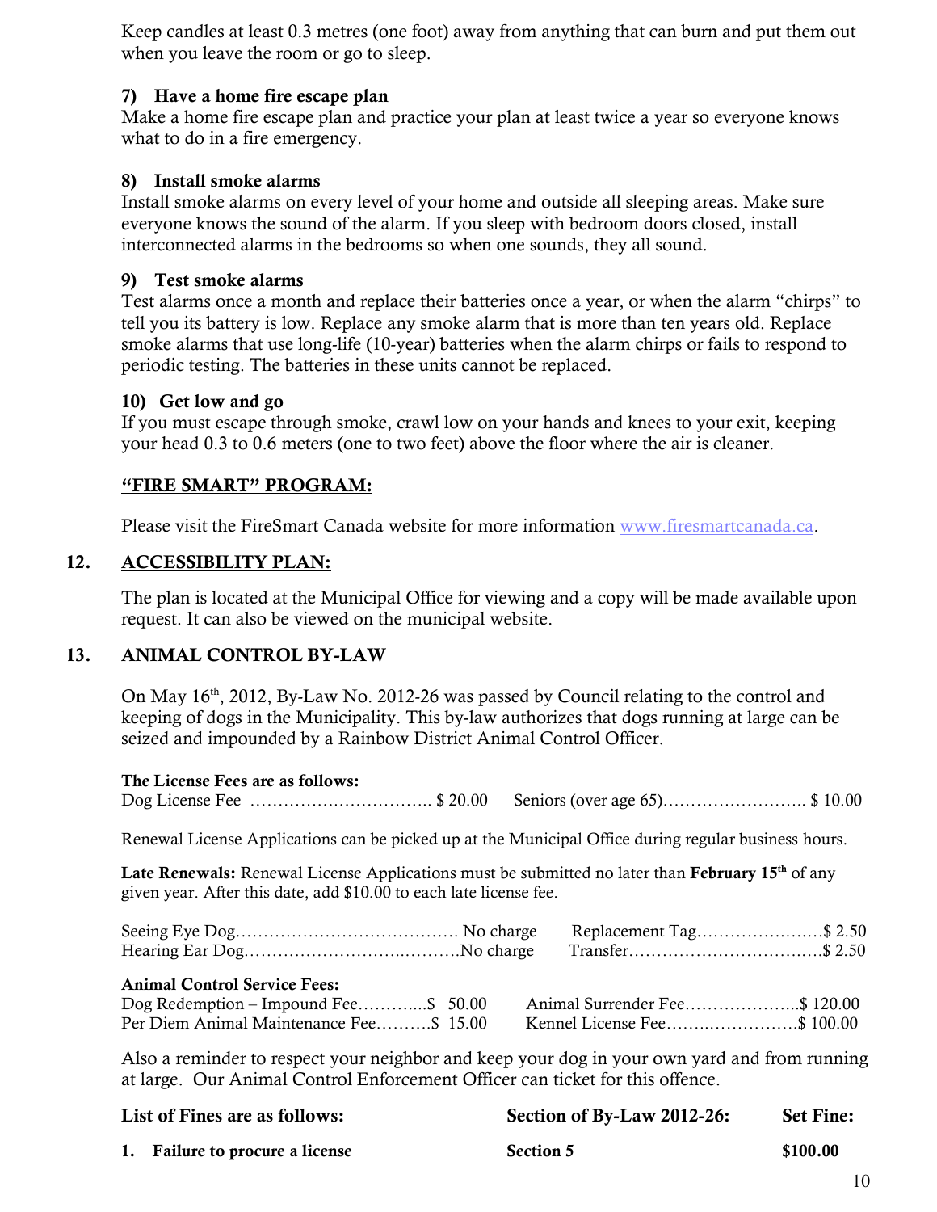Keep candles at least 0.3 metres (one foot) away from anything that can burn and put them out when you leave the room or go to sleep.

### 7) Have a home fire escape plan

Make a home fire escape plan and practice your plan at least twice a year so everyone knows what to do in a fire emergency.

### 8) Install smoke alarms

Install smoke alarms on every level of your home and outside all sleeping areas. Make sure everyone knows the sound of the alarm. If you sleep with bedroom doors closed, install interconnected alarms in the bedrooms so when one sounds, they all sound.

### 9) Test smoke alarms

Test alarms once a month and replace their batteries once a year, or when the alarm "chirps" to tell you its battery is low. Replace any smoke alarm that is more than ten years old. Replace smoke alarms that use long-life (10-year) batteries when the alarm chirps or fails to respond to periodic testing. The batteries in these units cannot be replaced.

### 10) Get low and go

If you must escape through smoke, crawl low on your hands and knees to your exit, keeping your head 0.3 to 0.6 meters (one to two feet) above the floor where the air is cleaner.

### "FIRE SMART" PROGRAM:

Please visit the FireSmart Canada website for more information www.firesmartcanada.ca.

## 12. ACCESSIBILITY PLAN:

The plan is located at the Municipal Office for viewing and a copy will be made available upon request. It can also be viewed on the municipal website.

## 13. ANIMAL CONTROL BY-LAW

On May 16th, 2012, By-Law No. 2012-26 was passed by Council relating to the control and keeping of dogs in the Municipality. This by-law authorizes that dogs running at large can be seized and impounded by a Rainbow District Animal Control Officer.

**The License Fees are as follows:**

Dog License Fee …………………………… $ 20.00 Seniors (over age 65)…………………….. $ 10.00

Renewal License Applications can be picked up at the Municipal Office during regular business hours.

**Late Renewals:** Renewal License Applications must be submitted no later than **February 15th** of any given year. After this date, add $10.00 to each late license fee.

Seeing Eye Dog………………………………… No charge  Replacement Tag…………………..$ 2.50
Hearing Ear Dog………………………..……….No charge  Transfer…………………………..…$ 2.50

**Animal Control Service Fees:**

Dog Redemption – Impound Fee………....$ 50.00  Animal Surrender Fee………………...$ 120.00
Per Diem Animal Maintenance Fee……….$ 15.00  Kennel License Fee……..……………$ 100.00

Also a reminder to respect your neighbor and keep your dog in your own yard and from running at large. Our Animal Control Enforcement Officer can ticket for this offence.

| List of Fines are as follows: | Section of By-Law 2012-26: | Set Fine: |
|---|---|---|
| 1. Failure to procure a license | Section 5 | $100.00 |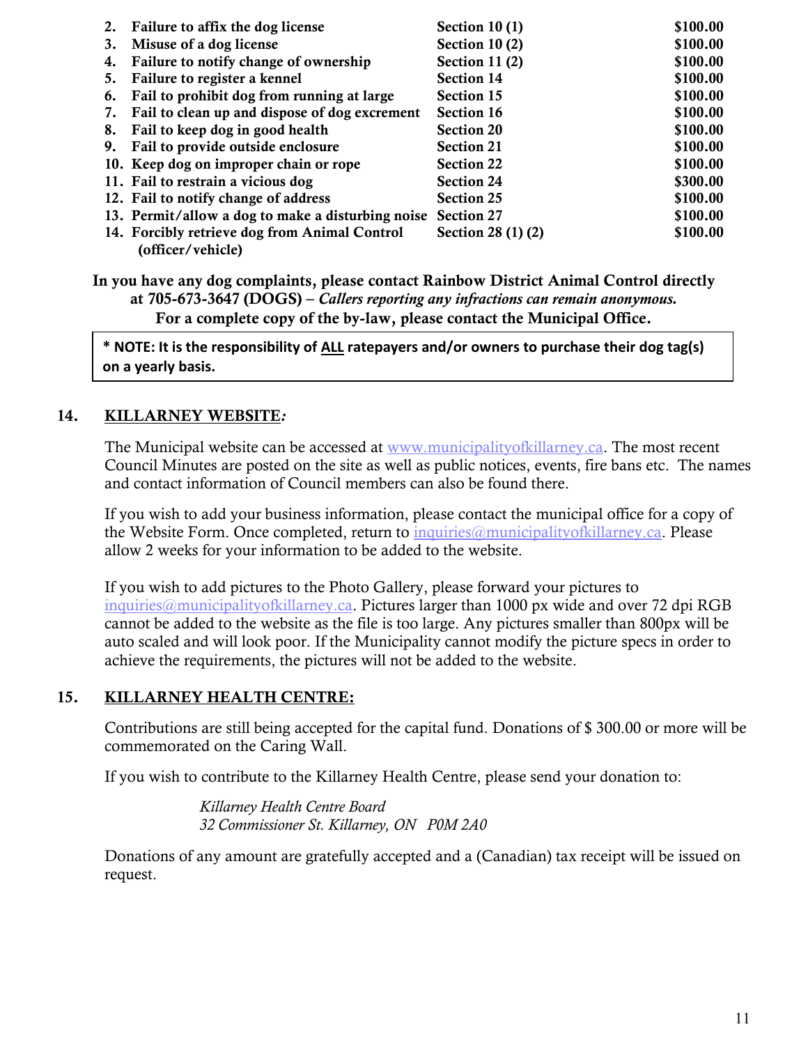| | | |
|---|---|---|
| **2. Failure to affix the dog license** | **Section 10 (1)** | **$100.00** |
| **3. Misuse of a dog license** | **Section 10 (2)** | **$100.00** |
| **4. Failure to notify change of ownership** | **Section 11 (2)** | **$100.00** |
| **5. Failure to register a kennel** | **Section 14** | **$100.00** |
| **6. Fail to prohibit dog from running at large** | **Section 15** | **$100.00** |
| **7. Fail to clean up and dispose of dog excrement** | **Section 16** | **$100.00** |
| **8. Fail to keep dog in good health** | **Section 20** | **$100.00** |
| **9. Fail to provide outside enclosure** | **Section 21** | **$100.00** |
| **10. Keep dog on improper chain or rope** | **Section 22** | **$100.00** |
| **11. Fail to restrain a vicious dog** | **Section 24** | **$300.00** |
| **12. Fail to notify change of address** | **Section 25** | **$100.00** |
| **13. Permit/allow a dog to make a disturbing noise** | **Section 27** | **$100.00** |
| **14. Forcibly retrieve dog from Animal Control (officer/vehicle)** | **Section 28 (1) (2)** | **$100.00** |

**In you have any dog complaints, please contact Rainbow District Animal Control directly at 705-673-3647 (DOGS) –** ***Callers reporting any infractions can remain anonymous.***
**For a complete copy of the by-law, please contact the Municipal Office.**

> **\* NOTE: It is the responsibility of ALL ratepayers and/or owners to purchase their dog tag(s) on a yearly basis.**

## 14. KILLARNEY WEBSITE*:*

The Municipal website can be accessed at www.municipalityofkillarney.ca. The most recent Council Minutes are posted on the site as well as public notices, events, fire bans etc. The names and contact information of Council members can also be found there.

If you wish to add your business information, please contact the municipal office for a copy of the Website Form. Once completed, return to inquiries@municipalityofkillarney.ca. Please allow 2 weeks for your information to be added to the website.

If you wish to add pictures to the Photo Gallery, please forward your pictures to inquiries@municipalityofkillarney.ca. Pictures larger than 1000 px wide and over 72 dpi RGB cannot be added to the website as the file is too large. Any pictures smaller than 800px will be auto scaled and will look poor. If the Municipality cannot modify the picture specs in order to achieve the requirements, the pictures will not be added to the website.

## 15. KILLARNEY HEALTH CENTRE:

Contributions are still being accepted for the capital fund. Donations of $ 300.00 or more will be commemorated on the Caring Wall.

If you wish to contribute to the Killarney Health Centre, please send your donation to:

*Killarney Health Centre Board*
*32 Commissioner St. Killarney, ON P0M 2A0*

Donations of any amount are gratefully accepted and a (Canadian) tax receipt will be issued on request.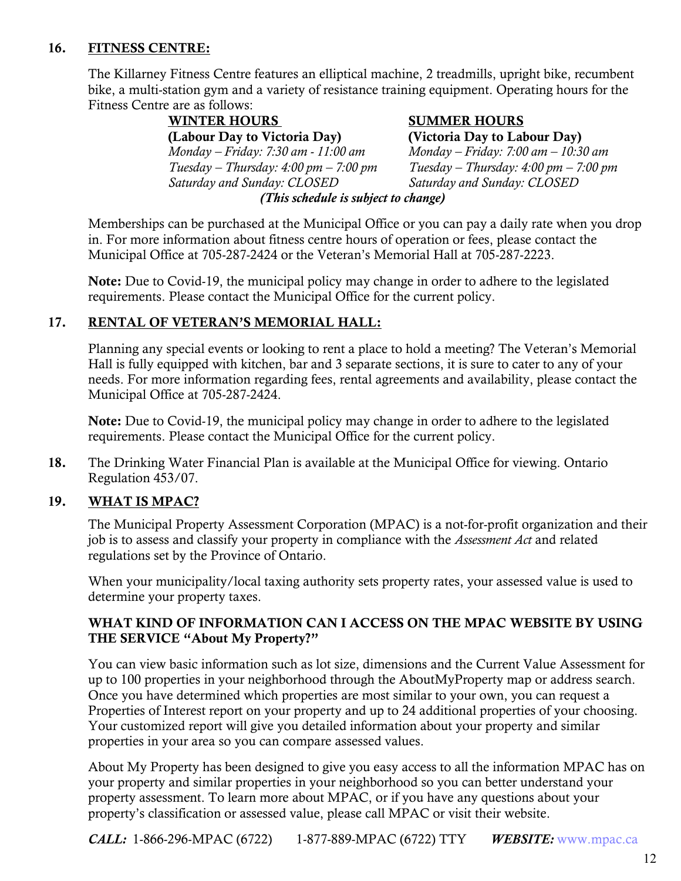## 16. FITNESS CENTRE:

The Killarney Fitness Centre features an elliptical machine, 2 treadmills, upright bike, recumbent bike, a multi-station gym and a variety of resistance training equipment. Operating hours for the Fitness Centre are as follows:

| WINTER HOURS (Labour Day to Victoria Day) | SUMMER HOURS (Victoria Day to Labour Day) |
|---|---|
| *Monday – Friday: 7:30 am - 11:00 am* | *Monday – Friday: 7:00 am – 10:30 am* |
| *Tuesday – Thursday: 4:00 pm – 7:00 pm* | *Tuesday – Thursday: 4:00 pm – 7:00 pm* |
| *Saturday and Sunday: CLOSED* | *Saturday and Sunday: CLOSED* |

***(This schedule is subject to change)***

Memberships can be purchased at the Municipal Office or you can pay a daily rate when you drop in. For more information about fitness centre hours of operation or fees, please contact the Municipal Office at 705-287-2424 or the Veteran's Memorial Hall at 705-287-2223.

**Note:** Due to Covid-19, the municipal policy may change in order to adhere to the legislated requirements. Please contact the Municipal Office for the current policy.

## 17. RENTAL OF VETERAN'S MEMORIAL HALL:

Planning any special events or looking to rent a place to hold a meeting? The Veteran's Memorial Hall is fully equipped with kitchen, bar and 3 separate sections, it is sure to cater to any of your needs. For more information regarding fees, rental agreements and availability, please contact the Municipal Office at 705-287-2424.

**Note:** Due to Covid-19, the municipal policy may change in order to adhere to the legislated requirements. Please contact the Municipal Office for the current policy.

**18.** The Drinking Water Financial Plan is available at the Municipal Office for viewing. Ontario Regulation 453/07.

## 19. WHAT IS MPAC?

The Municipal Property Assessment Corporation (MPAC) is a not-for-profit organization and their job is to assess and classify your property in compliance with the *Assessment Act* and related regulations set by the Province of Ontario.

When your municipality/local taxing authority sets property rates, your assessed value is used to determine your property taxes.

### WHAT KIND OF INFORMATION CAN I ACCESS ON THE MPAC WEBSITE BY USING THE SERVICE "About My Property?"

You can view basic information such as lot size, dimensions and the Current Value Assessment for up to 100 properties in your neighborhood through the AboutMyProperty map or address search. Once you have determined which properties are most similar to your own, you can request a Properties of Interest report on your property and up to 24 additional properties of your choosing. Your customized report will give you detailed information about your property and similar properties in your area so you can compare assessed values.

About My Property has been designed to give you easy access to all the information MPAC has on your property and similar properties in your neighborhood so you can better understand your property assessment. To learn more about MPAC, or if you have any questions about your property's classification or assessed value, please call MPAC or visit their website.

***CALL:*** 1-866-296-MPAC (6722) 1-877-889-MPAC (6722) TTY ***WEBSITE:*** www.mpac.ca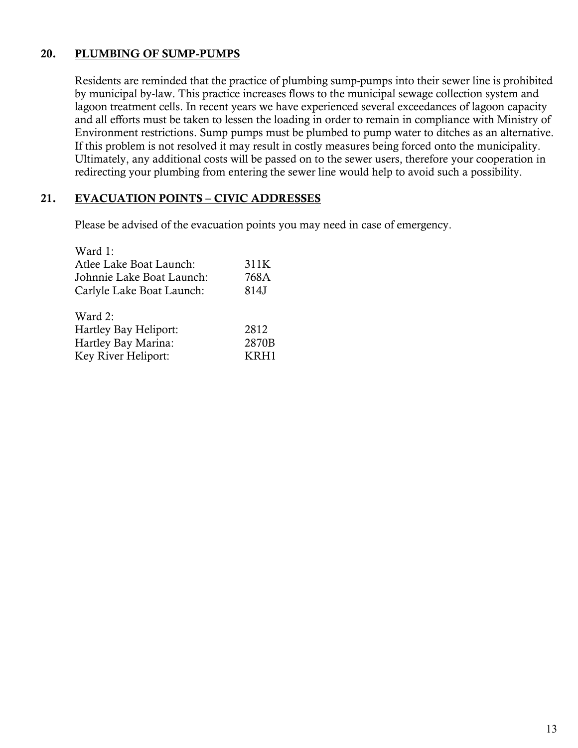## 20. PLUMBING OF SUMP-PUMPS

Residents are reminded that the practice of plumbing sump-pumps into their sewer line is prohibited by municipal by-law. This practice increases flows to the municipal sewage collection system and lagoon treatment cells. In recent years we have experienced several exceedances of lagoon capacity and all efforts must be taken to lessen the loading in order to remain in compliance with Ministry of Environment restrictions. Sump pumps must be plumbed to pump water to ditches as an alternative. If this problem is not resolved it may result in costly measures being forced onto the municipality. Ultimately, any additional costs will be passed on to the sewer users, therefore your cooperation in redirecting your plumbing from entering the sewer line would help to avoid such a possibility.

## 21. EVACUATION POINTS – CIVIC ADDRESSES

Please be advised of the evacuation points you may need in case of emergency.

| | |
|---|---|
| Ward 1: | |
| Atlee Lake Boat Launch: | 311K |
| Johnnie Lake Boat Launch: | 768A |
| Carlyle Lake Boat Launch: | 814J |
| | |
| Ward 2: | |
| Hartley Bay Heliport: | 2812 |
| Hartley Bay Marina: | 2870B |
| Key River Heliport: | KRH1 |